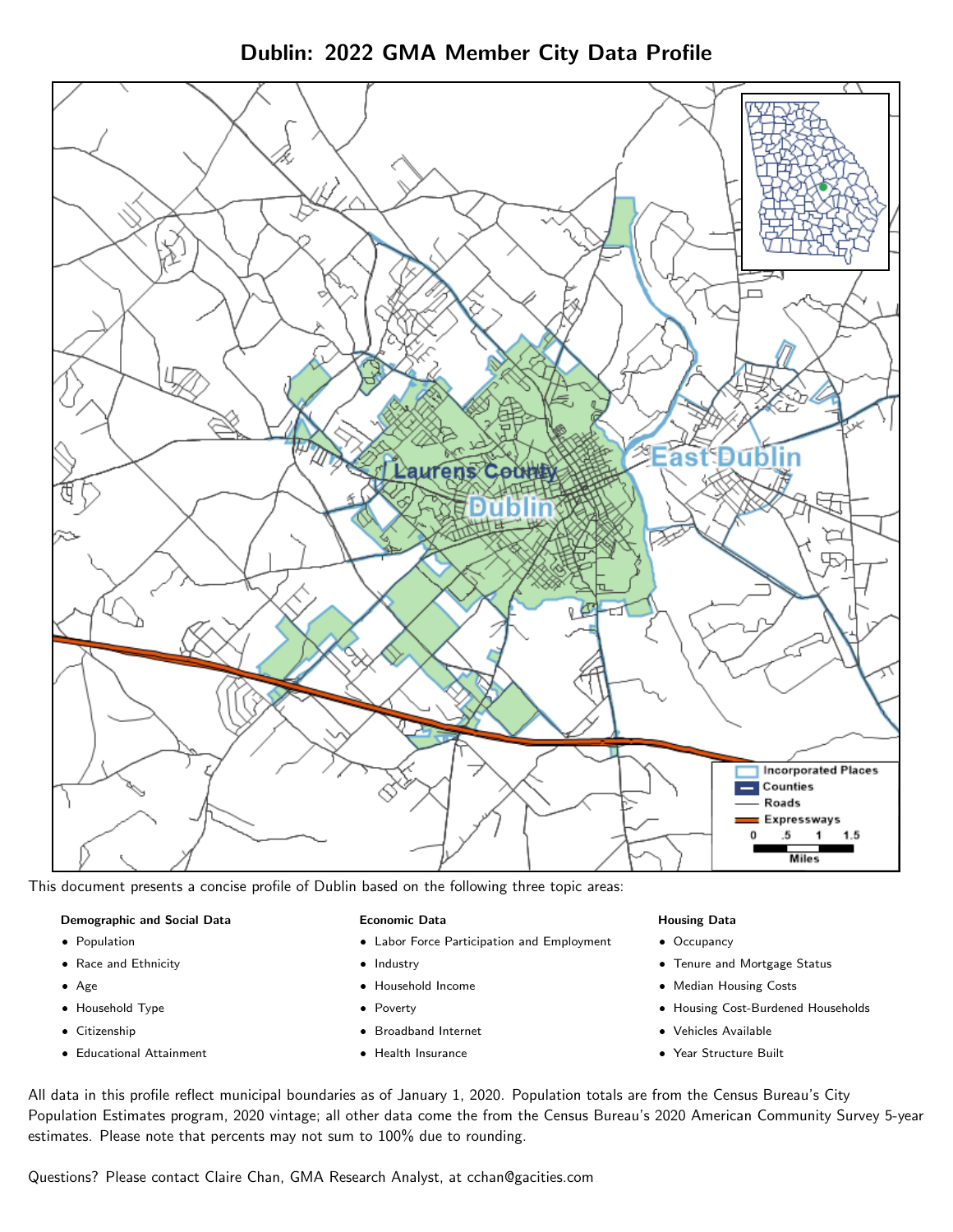# Dublin: 2022 GMA Member City Data Profile

This document presents a concise profile of Dublin based on the following three topic areas:

**Demographic and Social Data**

- Population
- Race and Ethnicity
- Age
- Household Type
- Citizenship
- Educational Attainment

**Economic Data**

- Labor Force Participation and Employment
- Industry
- Household Income
- Poverty
- Broadband Internet
- Health Insurance

**Housing Data**

- Occupancy
- Tenure and Mortgage Status
- Median Housing Costs
- Housing Cost-Burdened Households
- Vehicles Available
- Year Structure Built

All data in this profile reflect municipal boundaries as of January 1, 2020. Population totals are from the Census Bureau's City Population Estimates program, 2020 vintage; all other data come the from the Census Bureau's 2020 American Community Survey 5-year estimates. Please note that percents may not sum to 100% due to rounding.

Questions? Please contact Claire Chan, GMA Research Analyst, at cchan@gacities.com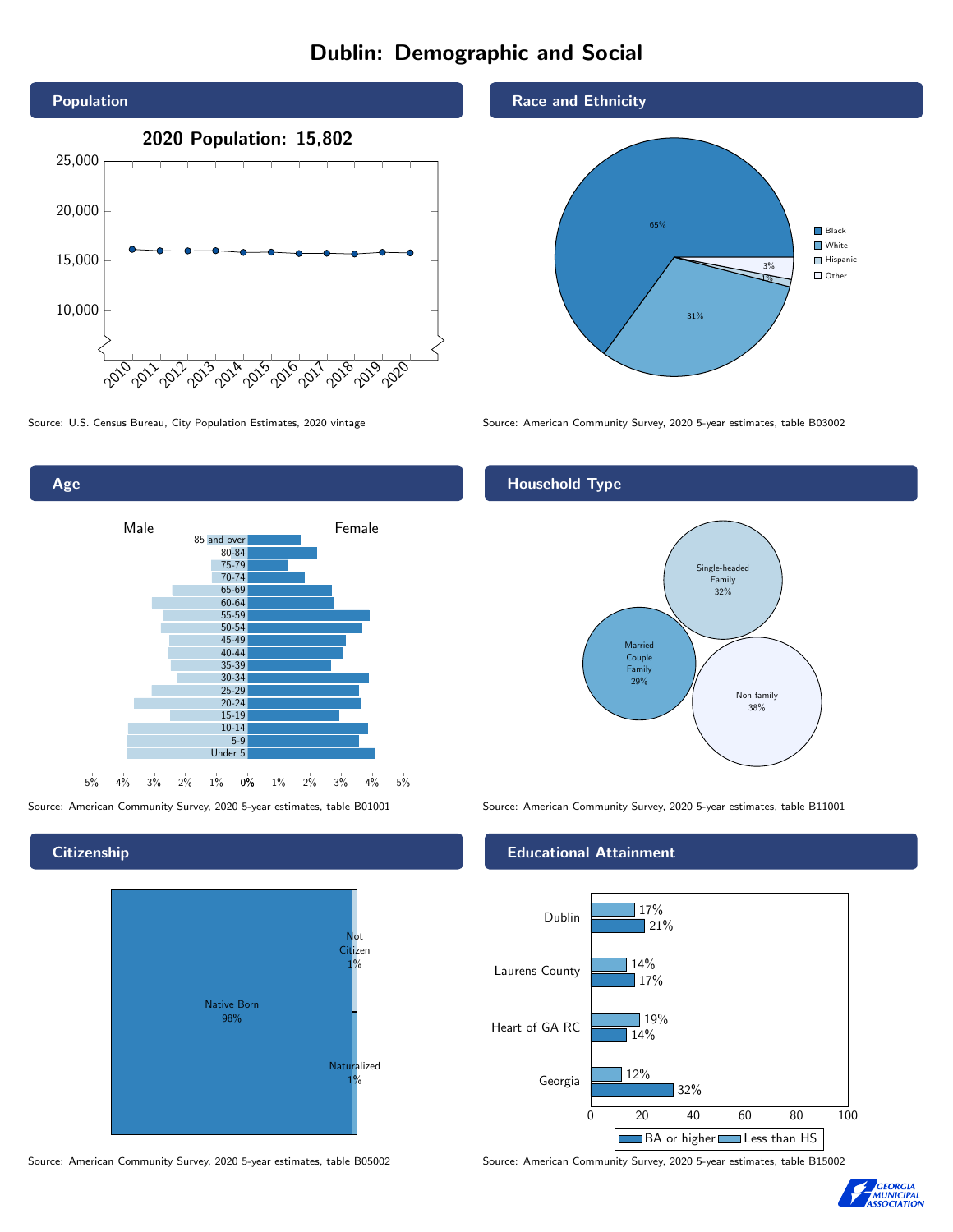# Dublin: Demographic and Social

## Population

**2020 Population: 15,802**

Source: U.S. Census Bureau, City Population Estimates, 2020 vintage

## Race and Ethnicity

| Race/Ethnicity | Percent |
| --- | --- |
| Black | 65% |
| White | 31% |
| Hispanic | 1% |
| Other | 3% |

Source: American Community Survey, 2020 5-year estimates, table B03002

## Age

Source: American Community Survey, 2020 5-year estimates, table B01001

## Household Type

| Household Type | Percent |
| --- | --- |
| Single-headed Family | 32% |
| Married Couple Family | 29% |
| Non-family | 38% |

Source: American Community Survey, 2020 5-year estimates, table B11001

## Citizenship

| Citizenship | Percent |
| --- | --- |
| Native Born | 98% |
| Not Citizen | 1% |
| Naturalized | 1% |

Source: American Community Survey, 2020 5-year estimates, table B05002

## Educational Attainment

| Area | Less than HS | BA or higher |
| --- | --- | --- |
| Dublin | 17% | 21% |
| Laurens County | 14% | 17% |
| Heart of GA RC | 19% | 14% |
| Georgia | 12% | 32% |

Source: American Community Survey, 2020 5-year estimates, table B15002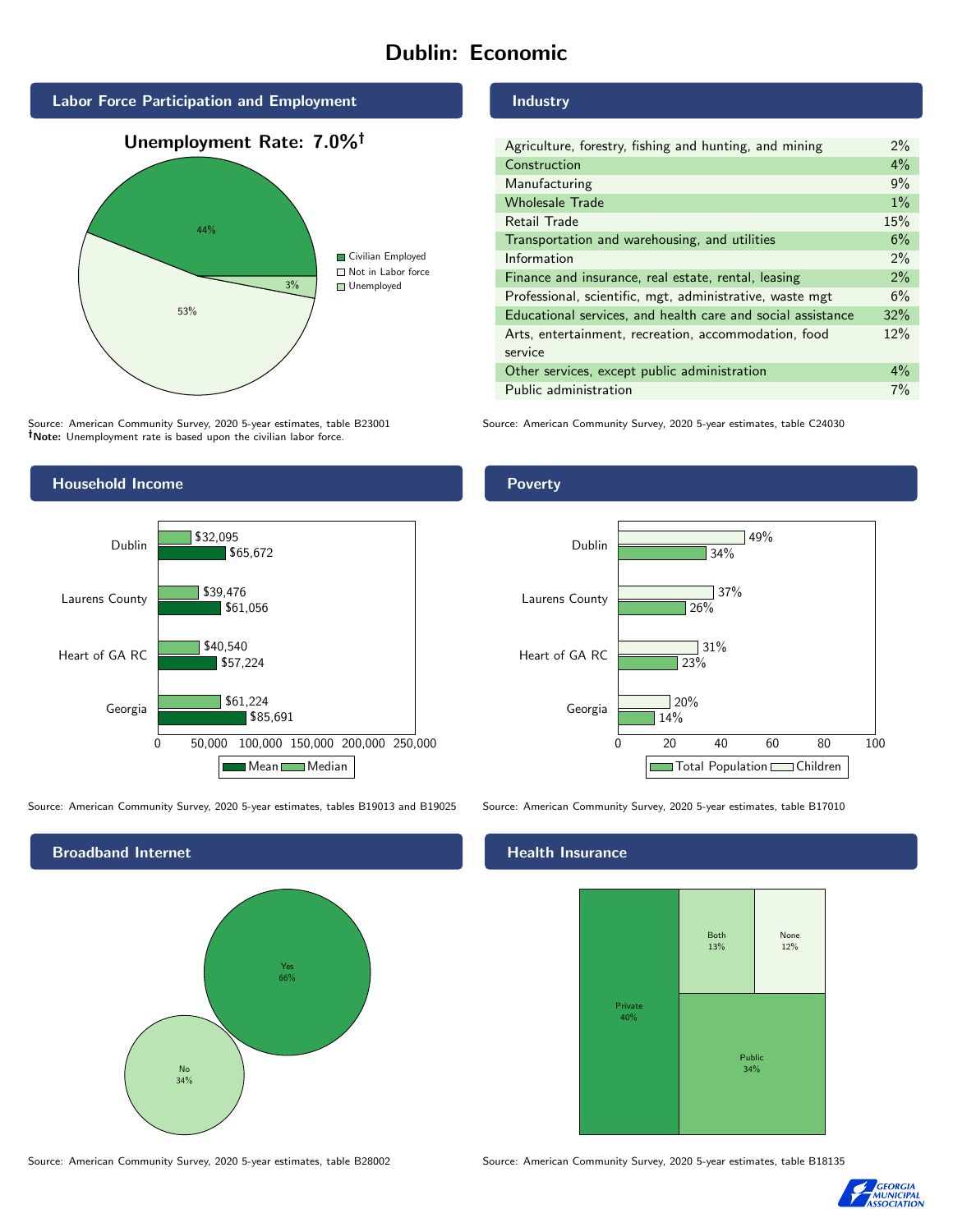# Dublin: Economic

## Labor Force Participation and Employment

**Unemployment Rate: 7.0%†**

| Category | Percent |
|---|---|
| Civilian Employed | 44% |
| Not in Labor force | 53% |
| Unemployed | 3% |

Source: American Community Survey, 2020 5-year estimates, table B23001
**†Note:** Unemployment rate is based upon the civilian labor force.

## Industry

| Industry | Percent |
|---|---|
| Agriculture, forestry, fishing and hunting, and mining | 2% |
| Construction | 4% |
| Manufacturing | 9% |
| Wholesale Trade | 1% |
| Retail Trade | 15% |
| Transportation and warehousing, and utilities | 6% |
| Information | 2% |
| Finance and insurance, real estate, rental, leasing | 2% |
| Professional, scientific, mgt, administrative, waste mgt | 6% |
| Educational services, and health care and social assistance | 32% |
| Arts, entertainment, recreation, accommodation, food service | 12% |
| Other services, except public administration | 4% |
| Public administration | 7% |

Source: American Community Survey, 2020 5-year estimates, table C24030

## Household Income

| | Median | Mean |
|---|---|---|
| Dublin | $32,095 | $65,672 |
| Laurens County | $39,476 | $61,056 |
| Heart of GA RC | $40,540 | $57,224 |
| Georgia | $61,224 | $85,691 |

Source: American Community Survey, 2020 5-year estimates, tables B19013 and B19025

## Poverty

| | Children | Total Population |
|---|---|---|
| Dublin | 49% | 34% |
| Laurens County | 37% | 26% |
| Heart of GA RC | 31% | 23% |
| Georgia | 20% | 14% |

Source: American Community Survey, 2020 5-year estimates, table B17010

## Broadband Internet

| | Percent |
|---|---|
| Yes | 66% |
| No | 34% |

Source: American Community Survey, 2020 5-year estimates, table B28002

## Health Insurance

| | Percent |
|---|---|
| Private | 40% |
| Public | 34% |
| Both | 13% |
| None | 12% |

Source: American Community Survey, 2020 5-year estimates, table B18135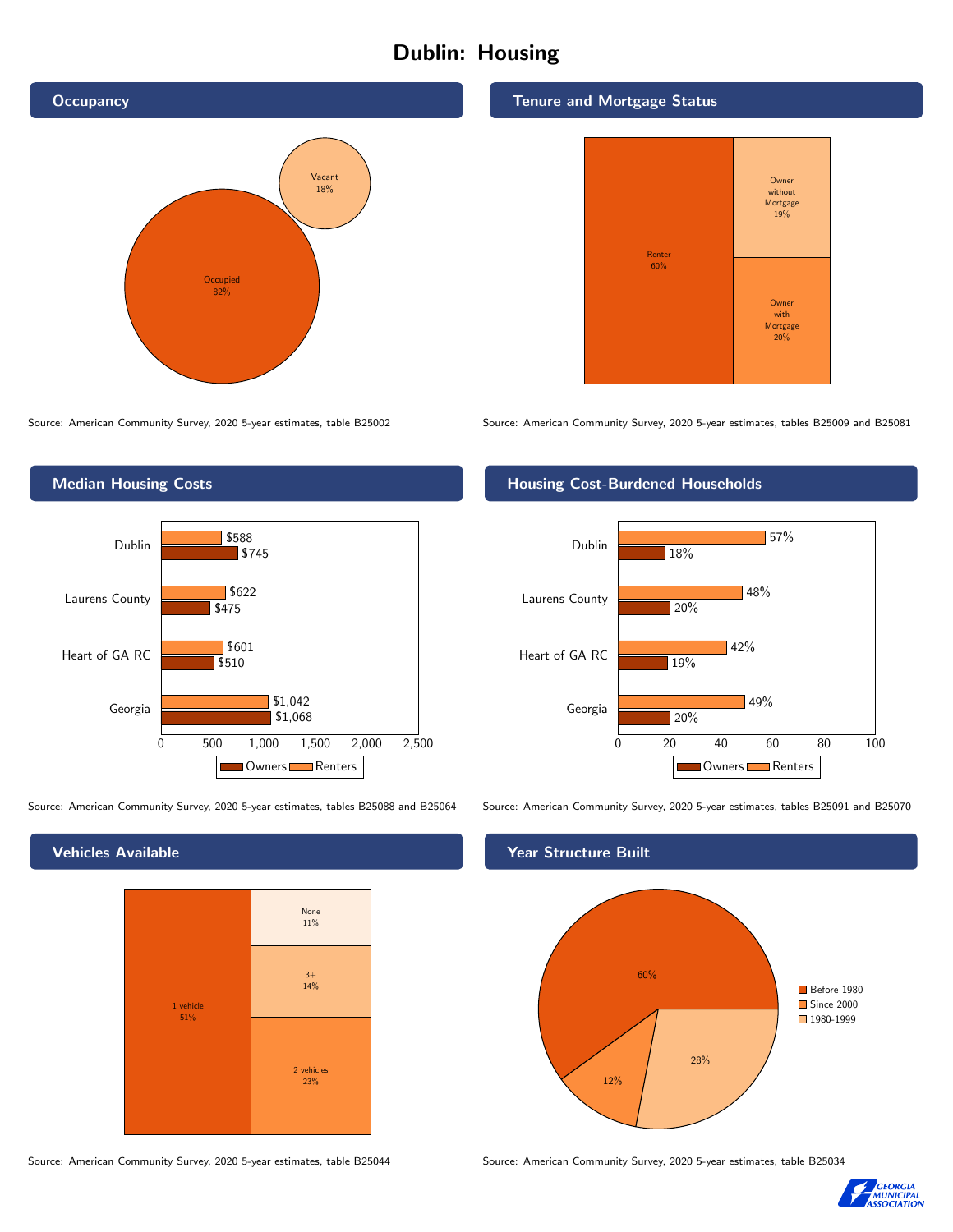# Dublin: Housing

## Occupancy

Vacant
18%

Occupied
82%

Source: American Community Survey, 2020 5-year estimates, table B25002

## Tenure and Mortgage Status

Renter
60%

Owner without Mortgage
19%

Owner with Mortgage
20%

Source: American Community Survey, 2020 5-year estimates, tables B25009 and B25081

## Median Housing Costs

Dublin
$588
$745

Laurens County
$622
$475

Heart of GA RC
$601
$510

Georgia
$1,042
$1,068

0 500 1,000 1,500 2,000 2,500

Owners Renters

Source: American Community Survey, 2020 5-year estimates, tables B25088 and B25064

## Housing Cost-Burdened Households

Dublin
57%
18%

Laurens County
48%
20%

Heart of GA RC
42%
19%

Georgia
49%
20%

0 20 40 60 80 100

Owners Renters

Source: American Community Survey, 2020 5-year estimates, tables B25091 and B25070

## Vehicles Available

1 vehicle
51%

None
11%

3+
14%

2 vehicles
23%

Source: American Community Survey, 2020 5-year estimates, table B25044

## Year Structure Built

60%
12%
28%

Before 1980
Since 2000
1980-1999

Source: American Community Survey, 2020 5-year estimates, table B25034

GEORGIA MUNICIPAL ASSOCIATION